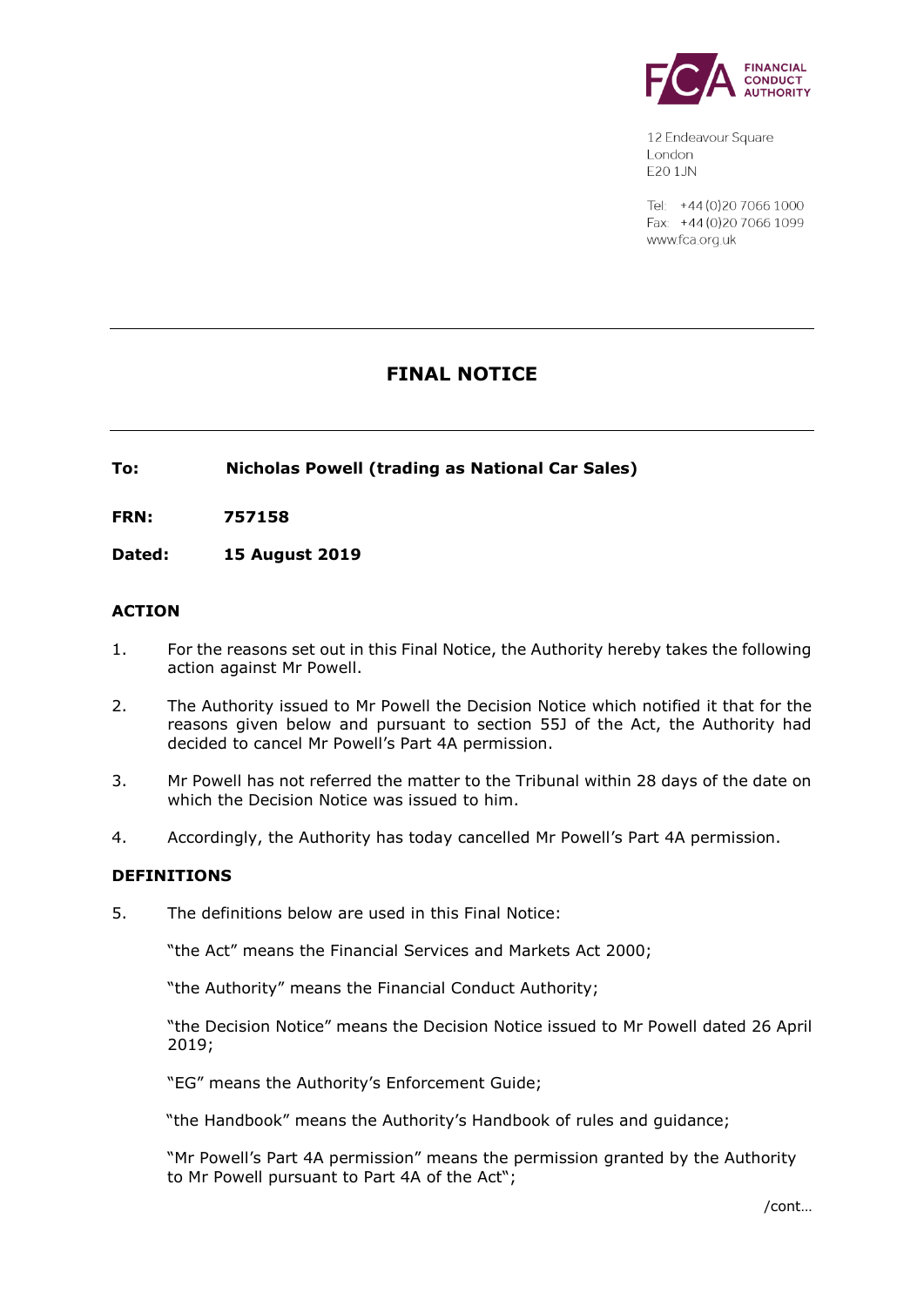FINANCIAL CONDUCT AUTHORITY

12 Endeavour Square
London
E20 1JN

Tel: +44 (0)20 7066 1000
Fax: +44 (0)20 7066 1099
www.fca.org.uk

---

# FINAL NOTICE

---

**To: Nicholas Powell (trading as National Car Sales)**

**FRN: 757158**

**Dated: 15 August 2019**

## ACTION

1. For the reasons set out in this Final Notice, the Authority hereby takes the following action against Mr Powell.

2. The Authority issued to Mr Powell the Decision Notice which notified it that for the reasons given below and pursuant to section 55J of the Act, the Authority had decided to cancel Mr Powell's Part 4A permission.

3. Mr Powell has not referred the matter to the Tribunal within 28 days of the date on which the Decision Notice was issued to him.

4. Accordingly, the Authority has today cancelled Mr Powell's Part 4A permission.

## DEFINITIONS

5. The definitions below are used in this Final Notice:

   "the Act" means the Financial Services and Markets Act 2000;

   "the Authority" means the Financial Conduct Authority;

   "the Decision Notice" means the Decision Notice issued to Mr Powell dated 26 April 2019;

   "EG" means the Authority's Enforcement Guide;

   "the Handbook" means the Authority's Handbook of rules and guidance;

   "Mr Powell's Part 4A permission" means the permission granted by the Authority to Mr Powell pursuant to Part 4A of the Act";

/cont…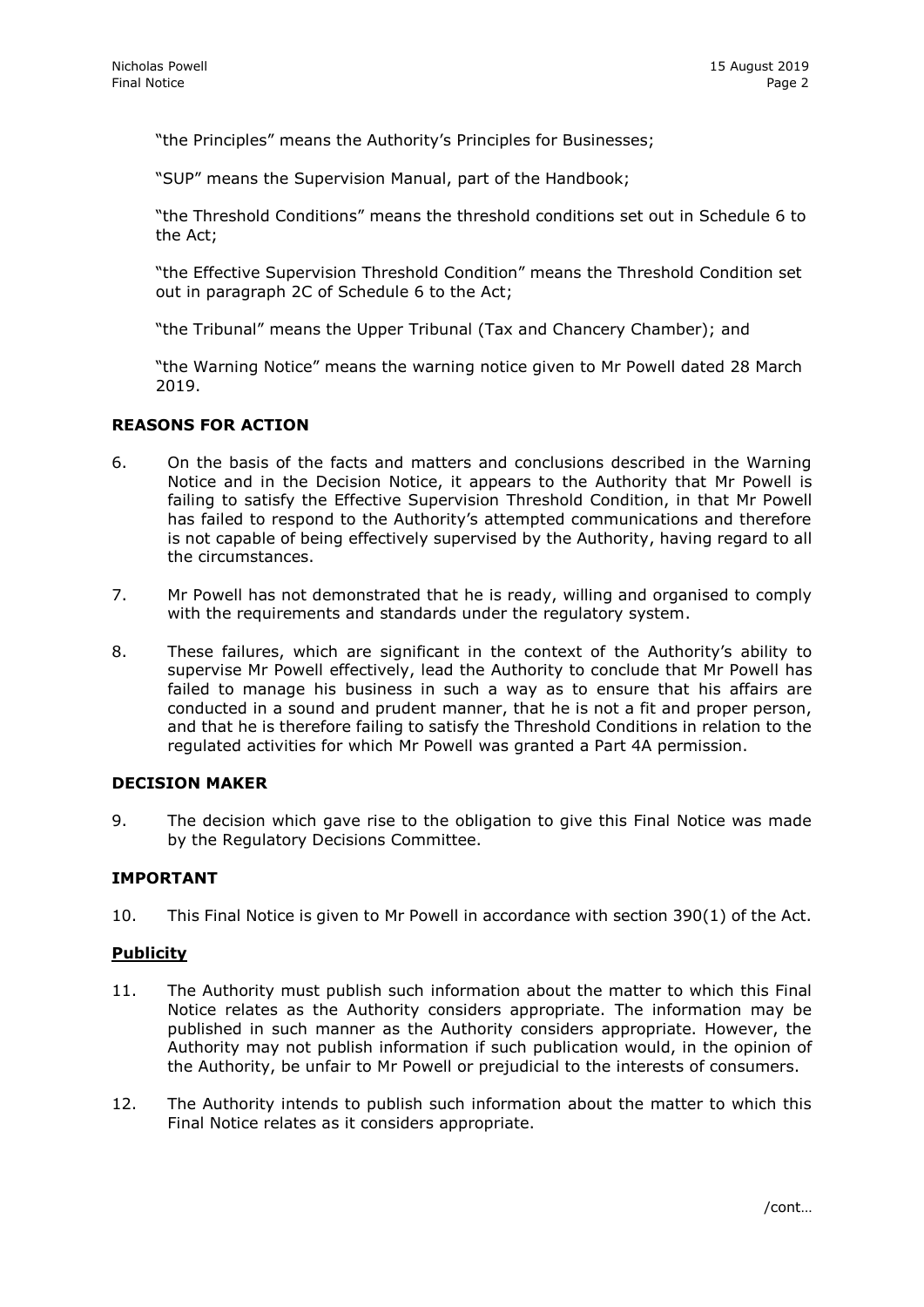"the Principles" means the Authority's Principles for Businesses;

"SUP" means the Supervision Manual, part of the Handbook;

"the Threshold Conditions" means the threshold conditions set out in Schedule 6 to the Act;

"the Effective Supervision Threshold Condition" means the Threshold Condition set out in paragraph 2C of Schedule 6 to the Act;

"the Tribunal" means the Upper Tribunal (Tax and Chancery Chamber); and

"the Warning Notice" means the warning notice given to Mr Powell dated 28 March 2019.

## REASONS FOR ACTION

6. On the basis of the facts and matters and conclusions described in the Warning Notice and in the Decision Notice, it appears to the Authority that Mr Powell is failing to satisfy the Effective Supervision Threshold Condition, in that Mr Powell has failed to respond to the Authority's attempted communications and therefore is not capable of being effectively supervised by the Authority, having regard to all the circumstances.

7. Mr Powell has not demonstrated that he is ready, willing and organised to comply with the requirements and standards under the regulatory system.

8. These failures, which are significant in the context of the Authority's ability to supervise Mr Powell effectively, lead the Authority to conclude that Mr Powell has failed to manage his business in such a way as to ensure that his affairs are conducted in a sound and prudent manner, that he is not a fit and proper person, and that he is therefore failing to satisfy the Threshold Conditions in relation to the regulated activities for which Mr Powell was granted a Part 4A permission.

## DECISION MAKER

9. The decision which gave rise to the obligation to give this Final Notice was made by the Regulatory Decisions Committee.

## IMPORTANT

10. This Final Notice is given to Mr Powell in accordance with section 390(1) of the Act.

### Publicity

11. The Authority must publish such information about the matter to which this Final Notice relates as the Authority considers appropriate. The information may be published in such manner as the Authority considers appropriate. However, the Authority may not publish information if such publication would, in the opinion of the Authority, be unfair to Mr Powell or prejudicial to the interests of consumers.

12. The Authority intends to publish such information about the matter to which this Final Notice relates as it considers appropriate.

/cont…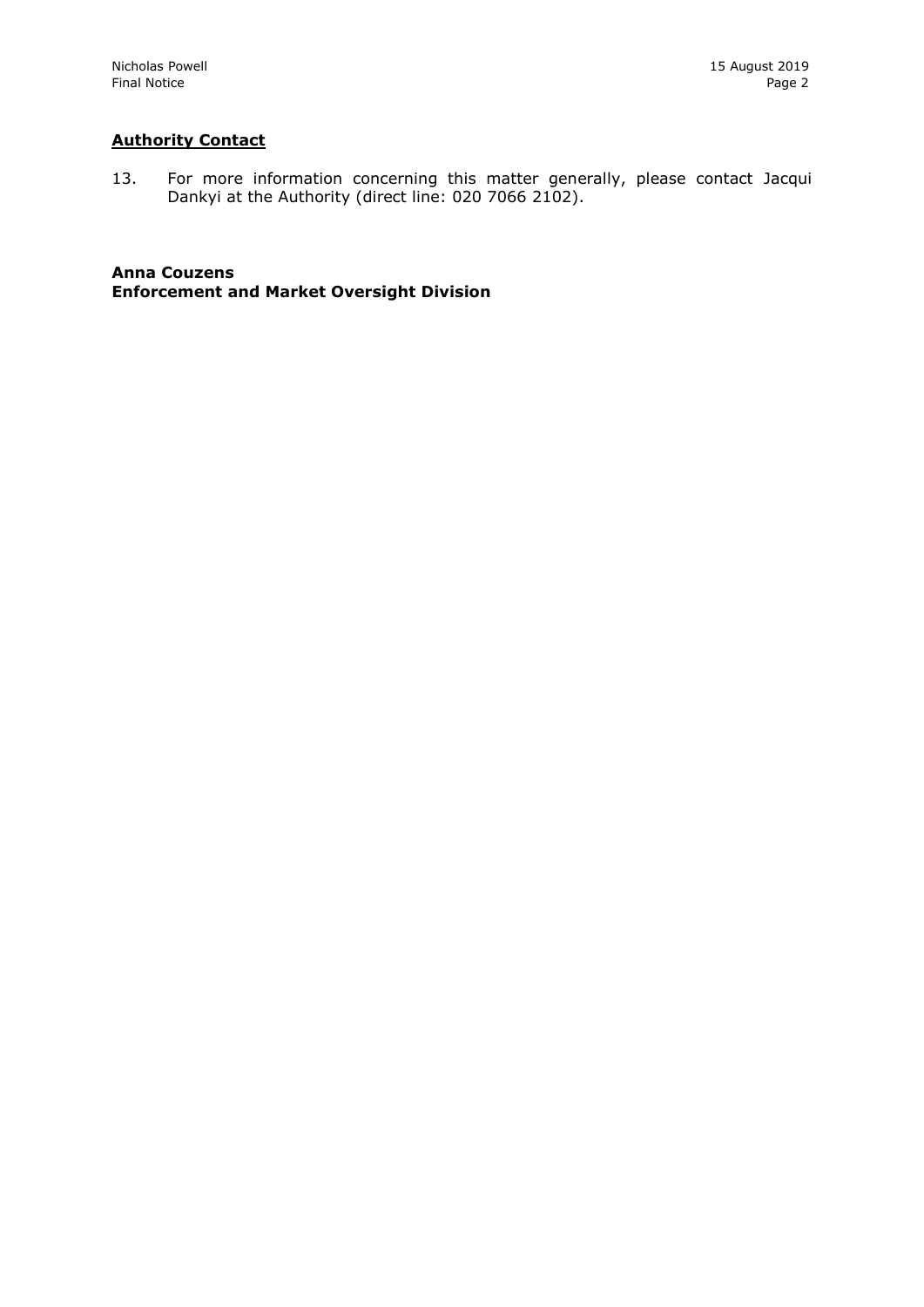## **Authority Contact**

13. For more information concerning this matter generally, please contact Jacqui Dankyi at the Authority (direct line: 020 7066 2102).

**Anna Couzens**
**Enforcement and Market Oversight Division**